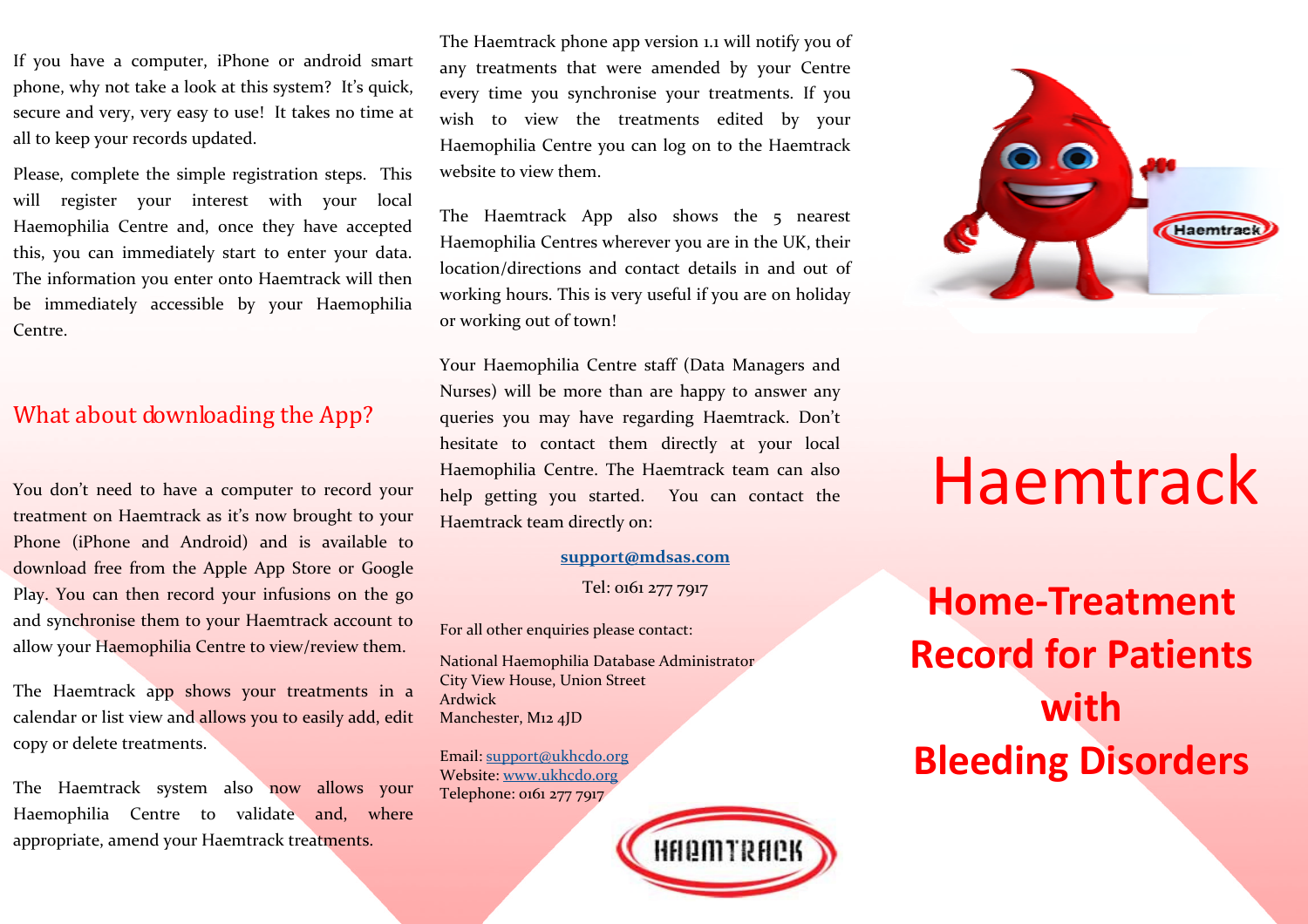If you have a computer, iPhone or android smart phone, why not take a look at this system? It's quick, secure and very, very easy to use! It takes no time at all to keep your records updated.

Please, complete the simple registration steps. This will register your interest with your local Haemophilia Centre and, once they have accepted this, you can immediately start to enter your data. The information you enter onto Haemtrack will then be immediately accessible by your Haemophilia Centre.

## What about downloading the App?

You don't need to have a computer to record your treatment on Haemtrack as it's now brought to your Phone (iPhone and Android) and is available to download free from the Apple App Store or Google Play. You can then record your infusions on the go and synchronise them to your Haemtrack account to allow your Haemophilia Centre to view/review them.

The Haemtrack app shows your treatments in a calendar or list view and allows you to easily add, edit copy or delete treatments.

The Haemtrack system also now allows your Haemophilia Centre to validate and, where appropriate, amend your Haemtrack treatments.

The Haemtrack phone app version 1.1 will notify you of any treatments that were amended by your Centre every time you synchronise your treatments. If you wish to view the treatments edited by your Haemophilia Centre you can log on to the Haemtrack website to view them.

The Haemtrack App also shows the 5 nearest Haemophilia Centres wherever you are in the UK, their location/directions and contact details in and out of working hours. This is very useful if you are on holiday or working out of town!

Your Haemophilia Centre staff (Data Managers and Nurses) will be more than are happy to answer any queries you may have regarding Haemtrack. Don't hesitate to contact them directly at your local Haemophilia Centre. The Haemtrack team can also help getting you started. You can contact the Haemtrack team directly on:

**support@mdsas.com**

Tel: 0161 277 7917

For all other enquiries please contact:

National Haemophilia Database Administrator
City View House, Union Street
Ardwick
Manchester, M12 4JD

Email: support@ukhcdo.org
Website: www.ukhcdo.org
Telephone: 0161 277 7917

HAEMTRACK

# Haemtrack

## Home-Treatment Record for Patients with Bleeding Disorders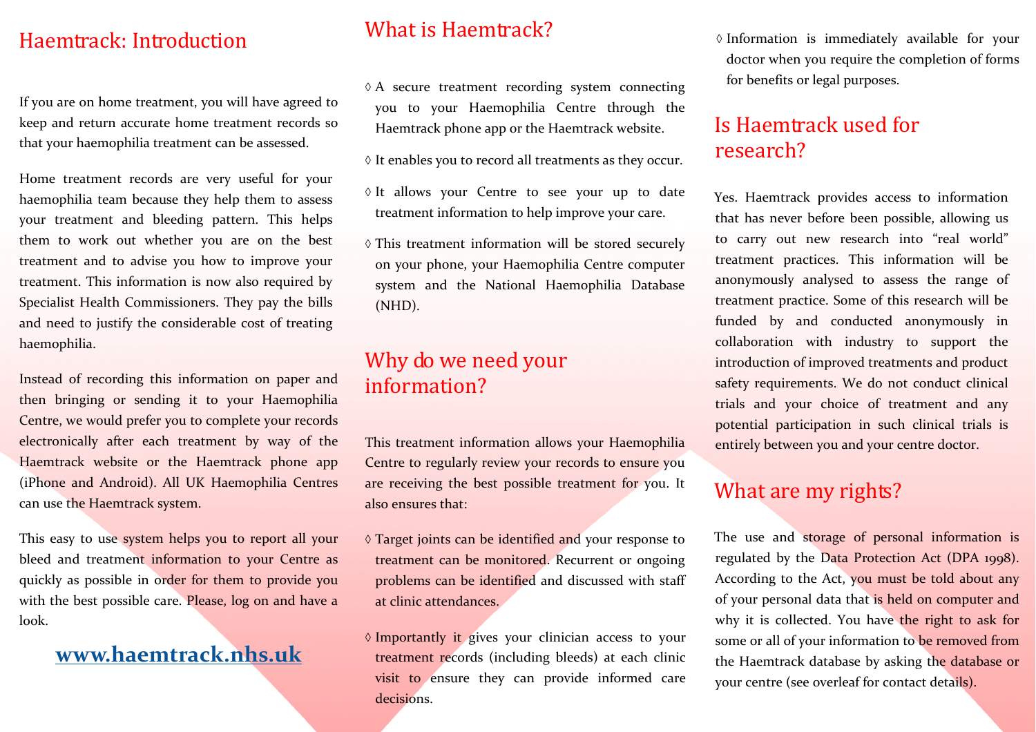# Haemtrack: Introduction

If you are on home treatment, you will have agreed to keep and return accurate home treatment records so that your haemophilia treatment can be assessed.

Home treatment records are very useful for your haemophilia team because they help them to assess your treatment and bleeding pattern. This helps them to work out whether you are on the best treatment and to advise you how to improve your treatment. This information is now also required by Specialist Health Commissioners. They pay the bills and need to justify the considerable cost of treating haemophilia.

Instead of recording this information on paper and then bringing or sending it to your Haemophilia Centre, we would prefer you to complete your records electronically after each treatment by way of the Haemtrack website or the Haemtrack phone app (iPhone and Android). All UK Haemophilia Centres can use the Haemtrack system.

This easy to use system helps you to report all your bleed and treatment information to your Centre as quickly as possible in order for them to provide you with the best possible care. Please, log on and have a look.

**www.haemtrack.nhs.uk**

# What is Haemtrack?

◊ A secure treatment recording system connecting you to your Haemophilia Centre through the Haemtrack phone app or the Haemtrack website.

◊ It enables you to record all treatments as they occur.

◊ It allows your Centre to see your up to date treatment information to help improve your care.

◊ This treatment information will be stored securely on your phone, your Haemophilia Centre computer system and the National Haemophilia Database (NHD).

# Why do we need your information?

This treatment information allows your Haemophilia Centre to regularly review your records to ensure you are receiving the best possible treatment for you. It also ensures that:

◊ Target joints can be identified and your response to treatment can be monitored. Recurrent or ongoing problems can be identified and discussed with staff at clinic attendances.

◊ Importantly it gives your clinician access to your treatment records (including bleeds) at each clinic visit to ensure they can provide informed care decisions.

◊ Information is immediately available for your doctor when you require the completion of forms for benefits or legal purposes.

# Is Haemtrack used for research?

Yes. Haemtrack provides access to information that has never before been possible, allowing us to carry out new research into "real world" treatment practices. This information will be anonymously analysed to assess the range of treatment practice. Some of this research will be funded by and conducted anonymously in collaboration with industry to support the introduction of improved treatments and product safety requirements. We do not conduct clinical trials and your choice of treatment and any potential participation in such clinical trials is entirely between you and your centre doctor.

# What are my rights?

The use and storage of personal information is regulated by the Data Protection Act (DPA 1998). According to the Act, you must be told about any of your personal data that is held on computer and why it is collected. You have the right to ask for some or all of your information to be removed from the Haemtrack database by asking the database or your centre (see overleaf for contact details).